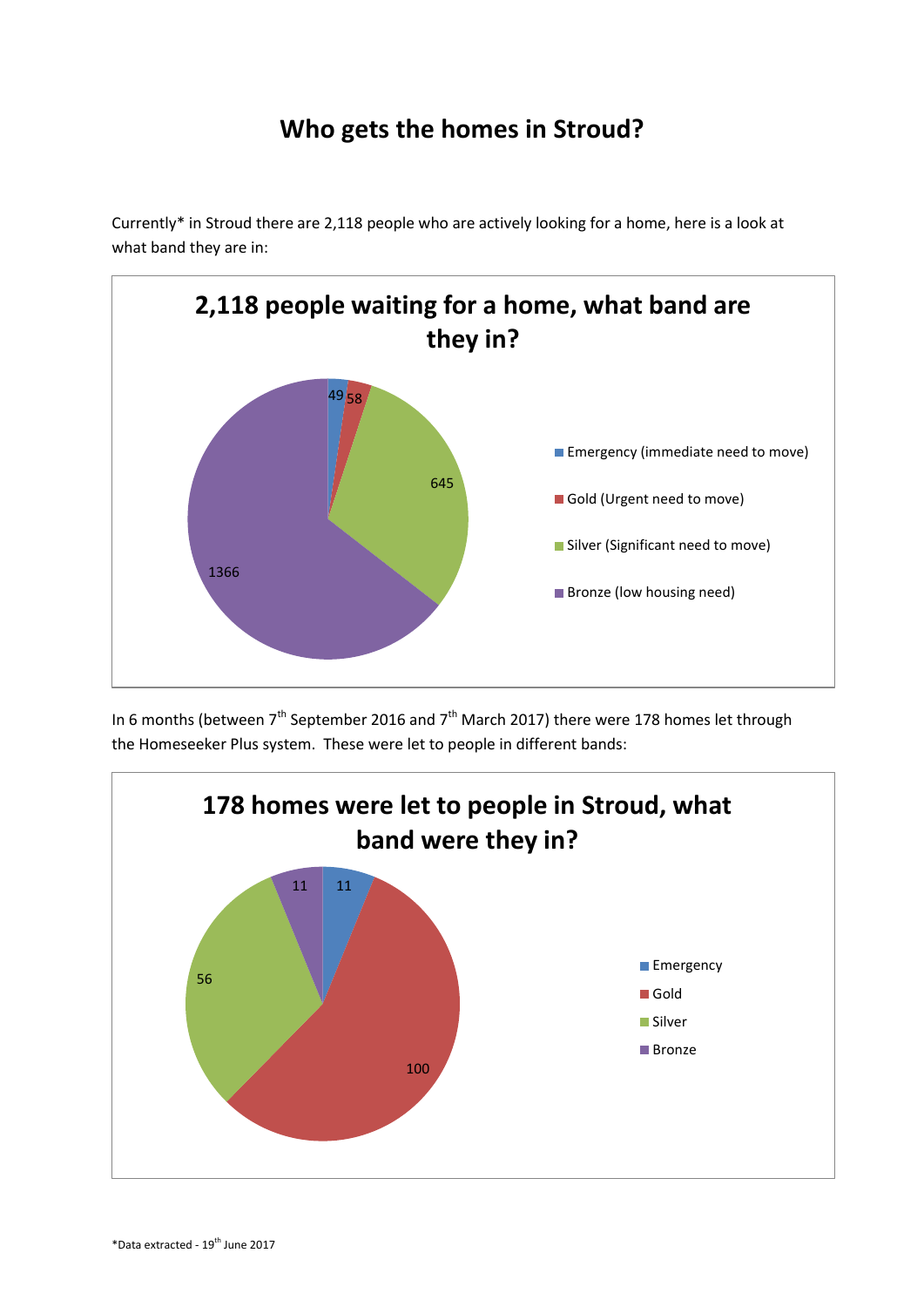# Who gets the homes in Stroud?

Currently* in Stroud there are 2,118 people who are actively looking for a home, here is a look at what band they are in:

**2,118 people waiting for a home, what band are they in?**

| Band | People |
|---|---|
| Emergency (immediate need to move) | 49 |
| Gold (Urgent need to move) | 58 |
| Silver (Significant need to move) | 645 |
| Bronze (low housing need) | 1366 |

In 6 months (between 7th September 2016 and 7th March 2017) there were 178 homes let through the Homeseeker Plus system. These were let to people in different bands:

**178 homes were let to people in Stroud, what band were they in?**

| Band | Homes |
|---|---|
| Emergency | 11 |
| Gold | 100 |
| Silver | 56 |
| Bronze | 11 |

*Data extracted - 19th June 2017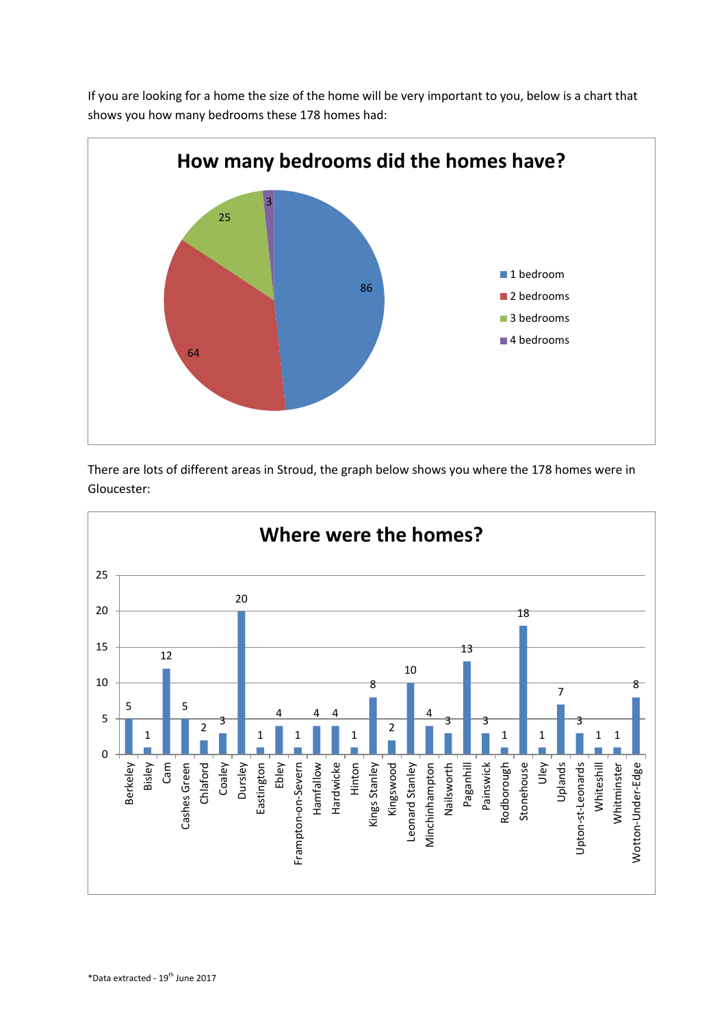If you are looking for a home the size of the home will be very important to you, below is a chart that shows you how many bedrooms these 178 homes had:

**How many bedrooms did the homes have?**

86
64
25
3

1 bedroom
2 bedrooms
3 bedrooms
4 bedrooms

There are lots of different areas in Stroud, the graph below shows you where the 178 homes were in Gloucester:

**Where were the homes?**

0
5
10
15
20
25

Berkeley 5
Bisley 1
Cam 12
Cashes Green 5
Chlaford 2
Coaley 3
Dursley 20
Eastington 1
Ebley 4
Frampton-on-Severn 1
Hamfallow 4
Hardwicke 4
Hinton 1
Kings Stanley 8
Kingswood 2
Leonard Stanley 10
Minchinhampton 4
Nailsworth 3
Paganhill 13
Painswick 3
Rodborough 1
Stonehouse 18
Uley 1
Uplands 7
Upton-st-Leonards 3
Whiteshill 1
Whitminster 1
Wotton-Under-Edge 8

*Data extracted - 19th June 2017